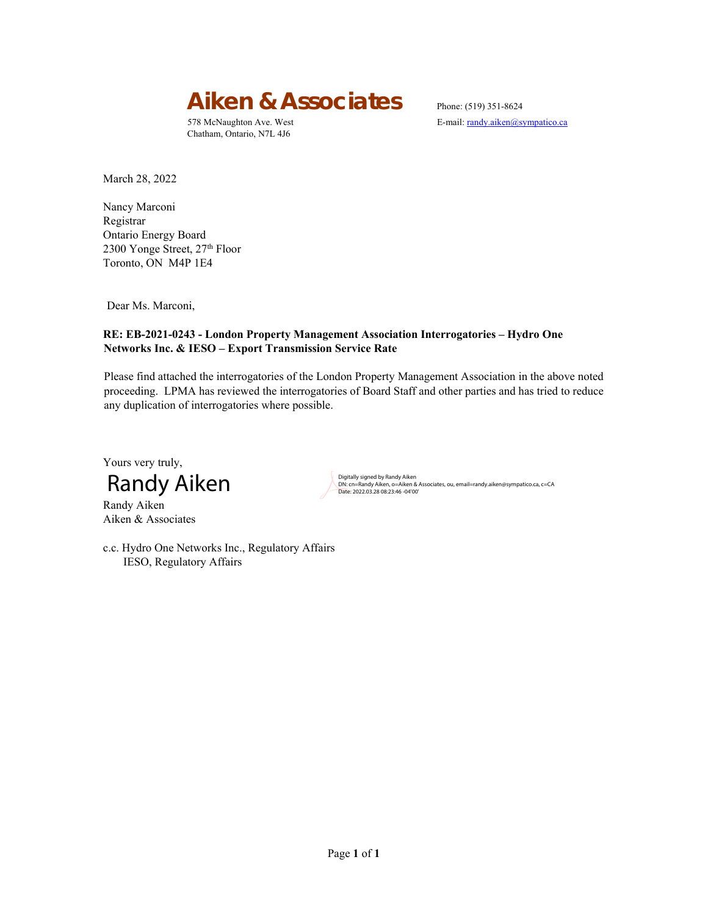# Aiken & Associates

578 McNaughton Ave. West
Chatham, Ontario, N7L 4J6

Phone: (519) 351-8624
E-mail: randy.aiken@sympatico.ca

March 28, 2022

Nancy Marconi
Registrar
Ontario Energy Board
2300 Yonge Street, 27th Floor
Toronto, ON M4P 1E4

Dear Ms. Marconi,

**RE: EB-2021-0243 - London Property Management Association Interrogatories – Hydro One Networks Inc. & IESO – Export Transmission Service Rate**

Please find attached the interrogatories of the London Property Management Association in the above noted proceeding. LPMA has reviewed the interrogatories of Board Staff and other parties and has tried to reduce any duplication of interrogatories where possible.

Yours very truly,

Randy Aiken

Digitally signed by Randy Aiken
DN: cn=Randy Aiken, o=Aiken & Associates, ou, email=randy.aiken@sympatico.ca, c=CA
Date: 2022.03.28 08:23:46 -04'00'

Randy Aiken
Aiken & Associates

c.c. Hydro One Networks Inc., Regulatory Affairs
IESO, Regulatory Affairs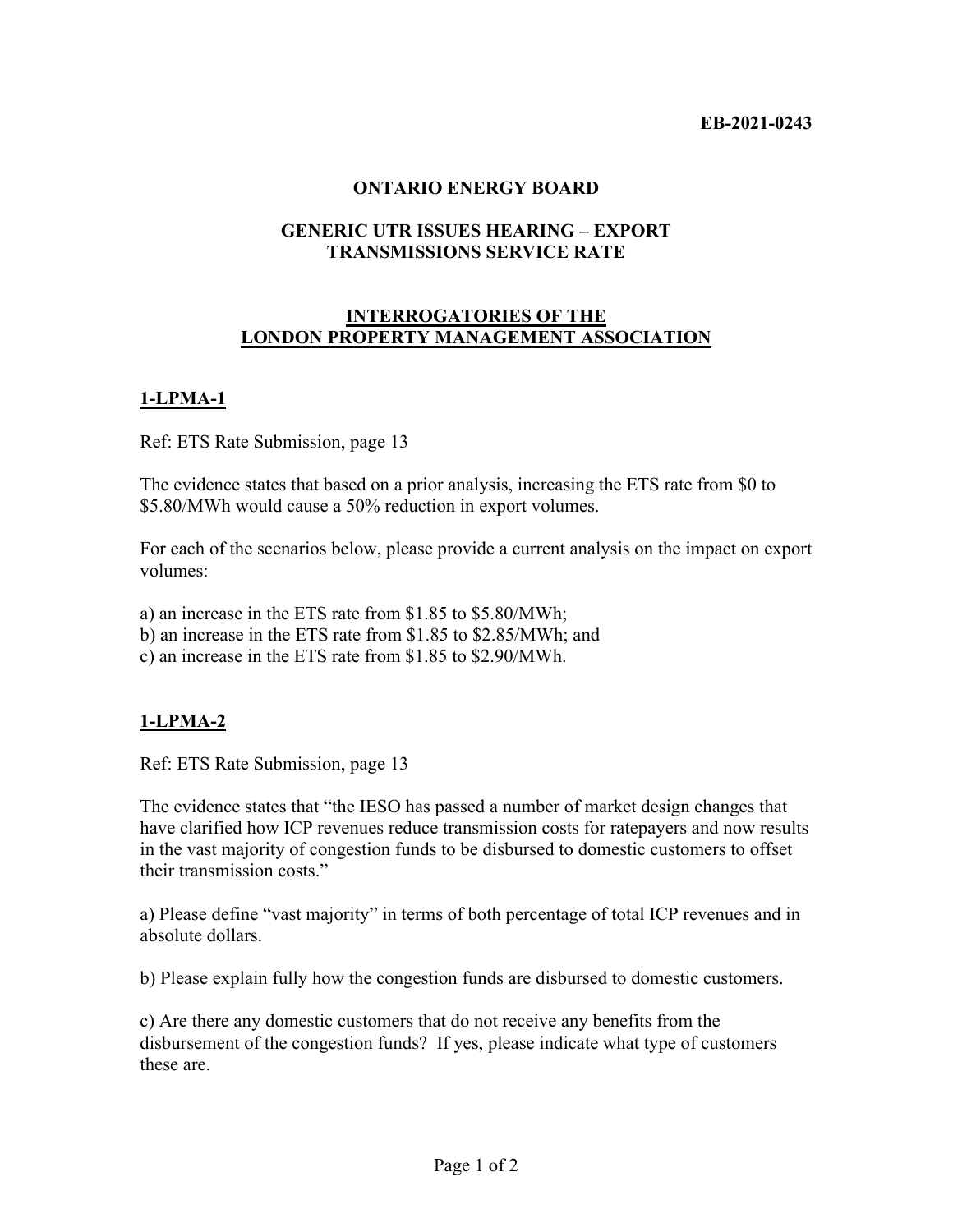**EB-2021-0243**

**ONTARIO ENERGY BOARD**

**GENERIC UTR ISSUES HEARING – EXPORT TRANSMISSIONS SERVICE RATE**

**INTERROGATORIES OF THE LONDON PROPERTY MANAGEMENT ASSOCIATION**

## 1-LPMA-1

Ref: ETS Rate Submission, page 13

The evidence states that based on a prior analysis, increasing the ETS rate from $0 to $5.80/MWh would cause a 50% reduction in export volumes.

For each of the scenarios below, please provide a current analysis on the impact on export volumes:

a) an increase in the ETS rate from $1.85 to $5.80/MWh;
b) an increase in the ETS rate from $1.85 to $2.85/MWh; and
c) an increase in the ETS rate from $1.85 to $2.90/MWh.

## 1-LPMA-2

Ref: ETS Rate Submission, page 13

The evidence states that "the IESO has passed a number of market design changes that have clarified how ICP revenues reduce transmission costs for ratepayers and now results in the vast majority of congestion funds to be disbursed to domestic customers to offset their transmission costs."

a) Please define "vast majority" in terms of both percentage of total ICP revenues and in absolute dollars.

b) Please explain fully how the congestion funds are disbursed to domestic customers.

c) Are there any domestic customers that do not receive any benefits from the disbursement of the congestion funds? If yes, please indicate what type of customers these are.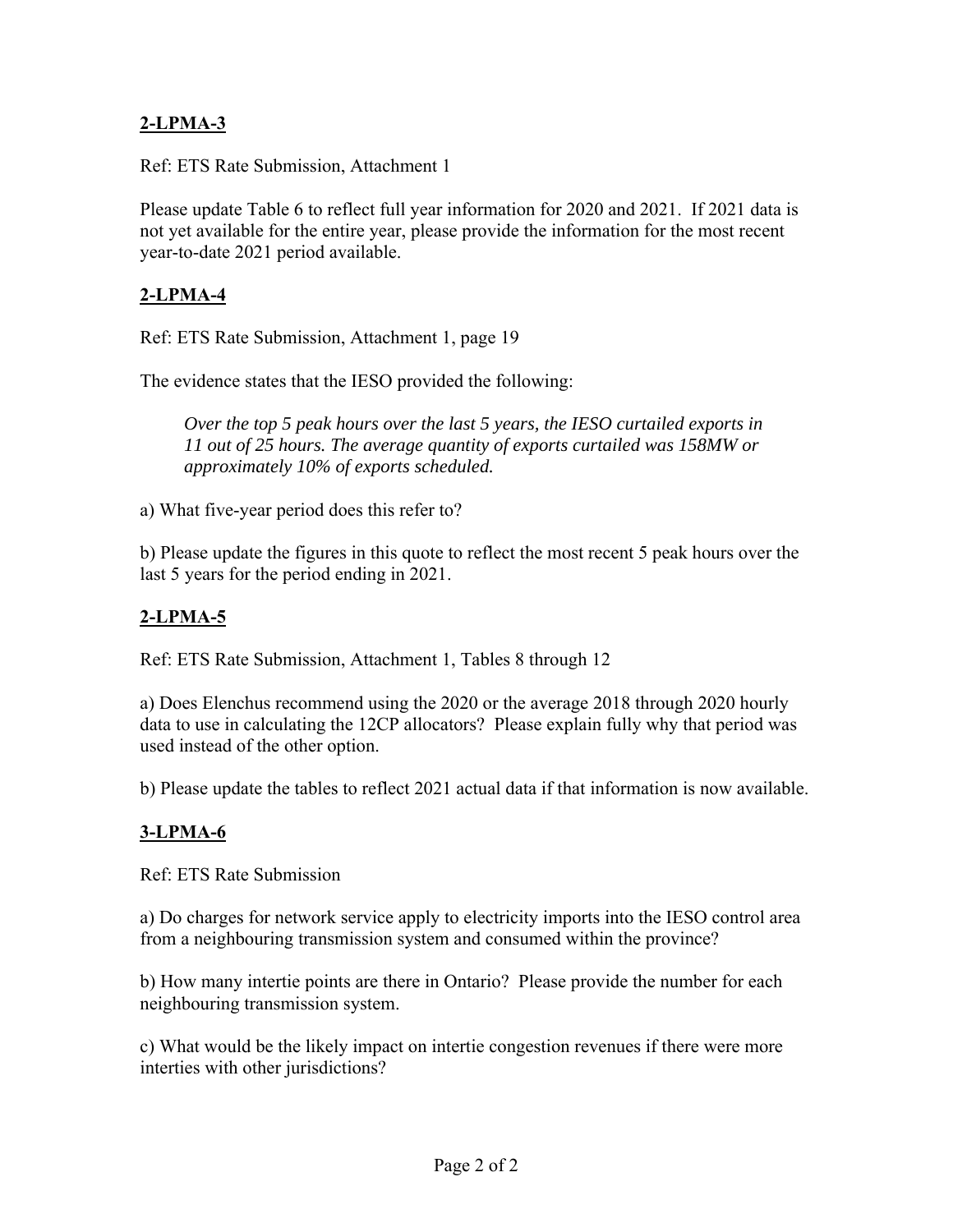**2-LPMA-3**

Ref: ETS Rate Submission, Attachment 1

Please update Table 6 to reflect full year information for 2020 and 2021. If 2021 data is not yet available for the entire year, please provide the information for the most recent year-to-date 2021 period available.

**2-LPMA-4**

Ref: ETS Rate Submission, Attachment 1, page 19

The evidence states that the IESO provided the following:

> *Over the top 5 peak hours over the last 5 years, the IESO curtailed exports in 11 out of 25 hours. The average quantity of exports curtailed was 158MW or approximately 10% of exports scheduled.*

a) What five-year period does this refer to?

b) Please update the figures in this quote to reflect the most recent 5 peak hours over the last 5 years for the period ending in 2021.

**2-LPMA-5**

Ref: ETS Rate Submission, Attachment 1, Tables 8 through 12

a) Does Elenchus recommend using the 2020 or the average 2018 through 2020 hourly data to use in calculating the 12CP allocators? Please explain fully why that period was used instead of the other option.

b) Please update the tables to reflect 2021 actual data if that information is now available.

**3-LPMA-6**

Ref: ETS Rate Submission

a) Do charges for network service apply to electricity imports into the IESO control area from a neighbouring transmission system and consumed within the province?

b) How many intertie points are there in Ontario? Please provide the number for each neighbouring transmission system.

c) What would be the likely impact on intertie congestion revenues if there were more interties with other jurisdictions?